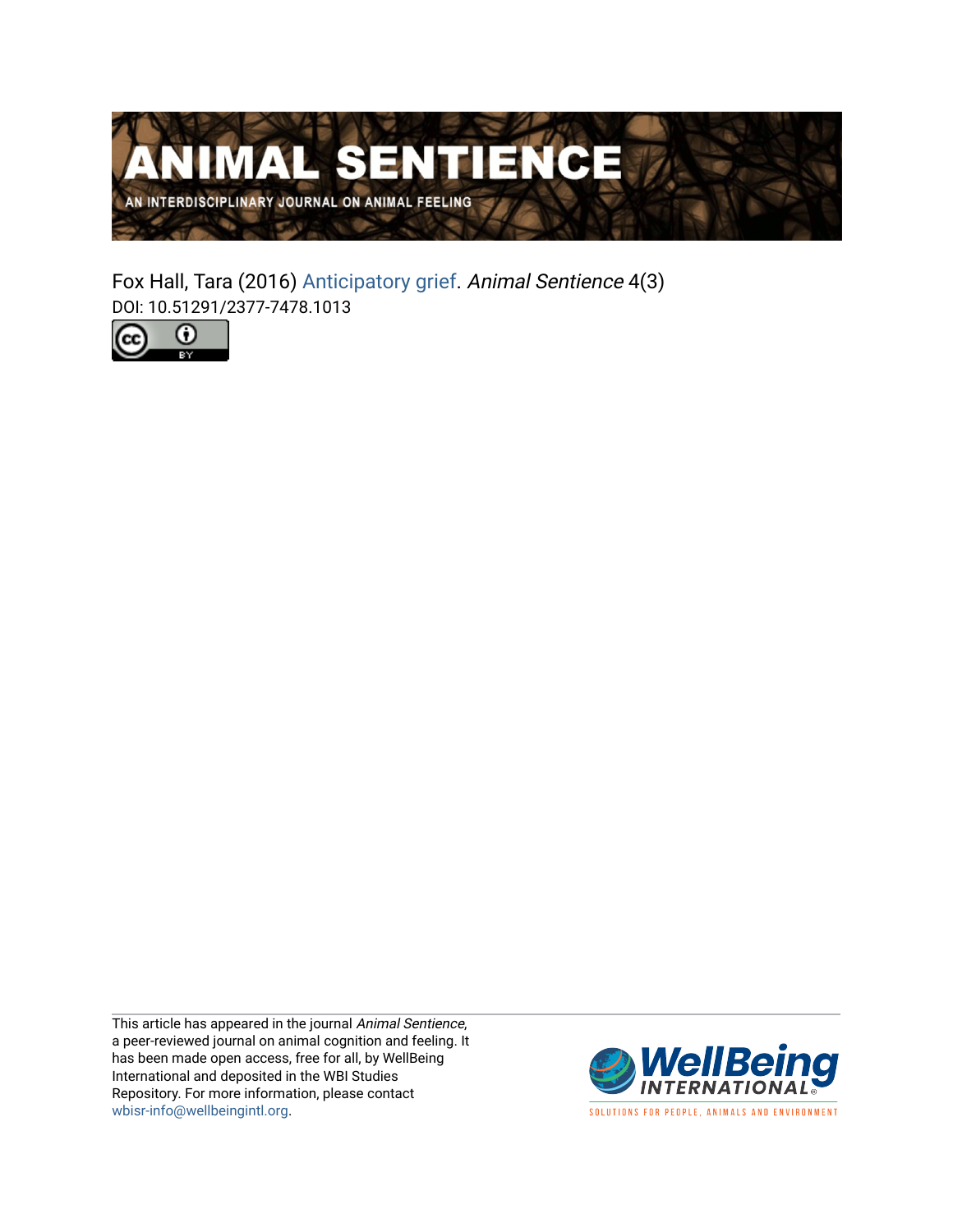# ANIMAL SENTIENCE

AN INTERDISCIPLINARY JOURNAL ON ANIMAL FEELING

Fox Hall, Tara (2016) Anticipatory grief. *Animal Sentience* 4(3)
DOI: 10.51291/2377-7478.1013

This article has appeared in the journal *Animal Sentience*, a peer-reviewed journal on animal cognition and feeling. It has been made open access, free for all, by WellBeing International and deposited in the WBI Studies Repository. For more information, please contact wbisr-info@wellbeingintl.org.

WellBeing INTERNATIONAL

SOLUTIONS FOR PEOPLE, ANIMALS AND ENVIRONMENT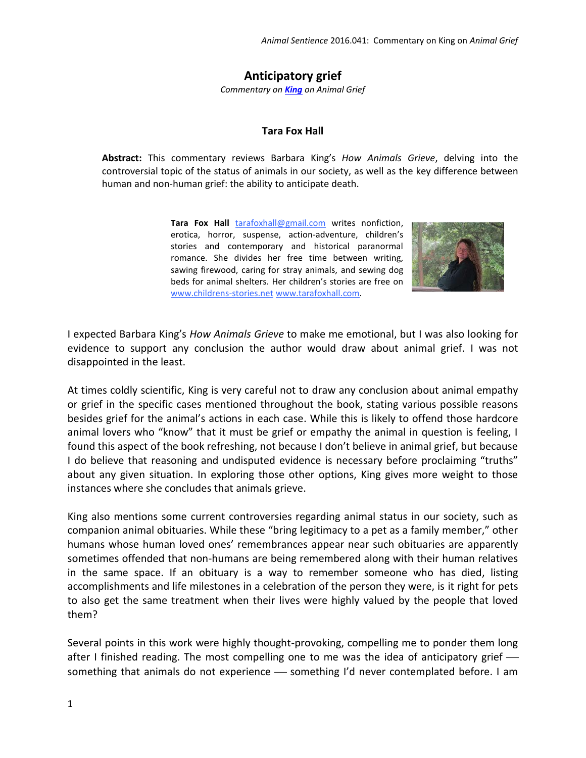# Anticipatory grief

*Commentary on **King** on Animal Grief*

**Tara Fox Hall**

**Abstract:** This commentary reviews Barbara King's *How Animals Grieve*, delving into the controversial topic of the status of animals in our society, as well as the key difference between human and non-human grief: the ability to anticipate death.

**Tara Fox Hall** tarafoxhall@gmail.com writes nonfiction, erotica, horror, suspense, action-adventure, children's stories and contemporary and historical paranormal romance. She divides her free time between writing, sawing firewood, caring for stray animals, and sewing dog beds for animal shelters. Her children's stories are free on www.childrens-stories.net www.tarafoxhall.com.

I expected Barbara King's *How Animals Grieve* to make me emotional, but I was also looking for evidence to support any conclusion the author would draw about animal grief. I was not disappointed in the least.

At times coldly scientific, King is very careful not to draw any conclusion about animal empathy or grief in the specific cases mentioned throughout the book, stating various possible reasons besides grief for the animal's actions in each case. While this is likely to offend those hardcore animal lovers who "know" that it must be grief or empathy the animal in question is feeling, I found this aspect of the book refreshing, not because I don't believe in animal grief, but because I do believe that reasoning and undisputed evidence is necessary before proclaiming "truths" about any given situation. In exploring those other options, King gives more weight to those instances where she concludes that animals grieve.

King also mentions some current controversies regarding animal status in our society, such as companion animal obituaries. While these "bring legitimacy to a pet as a family member," other humans whose human loved ones' remembrances appear near such obituaries are apparently sometimes offended that non-humans are being remembered along with their human relatives in the same space. If an obituary is a way to remember someone who has died, listing accomplishments and life milestones in a celebration of the person they were, is it right for pets to also get the same treatment when their lives were highly valued by the people that loved them?

Several points in this work were highly thought-provoking, compelling me to ponder them long after I finished reading. The most compelling one to me was the idea of anticipatory grief — something that animals do not experience — something I'd never contemplated before. I am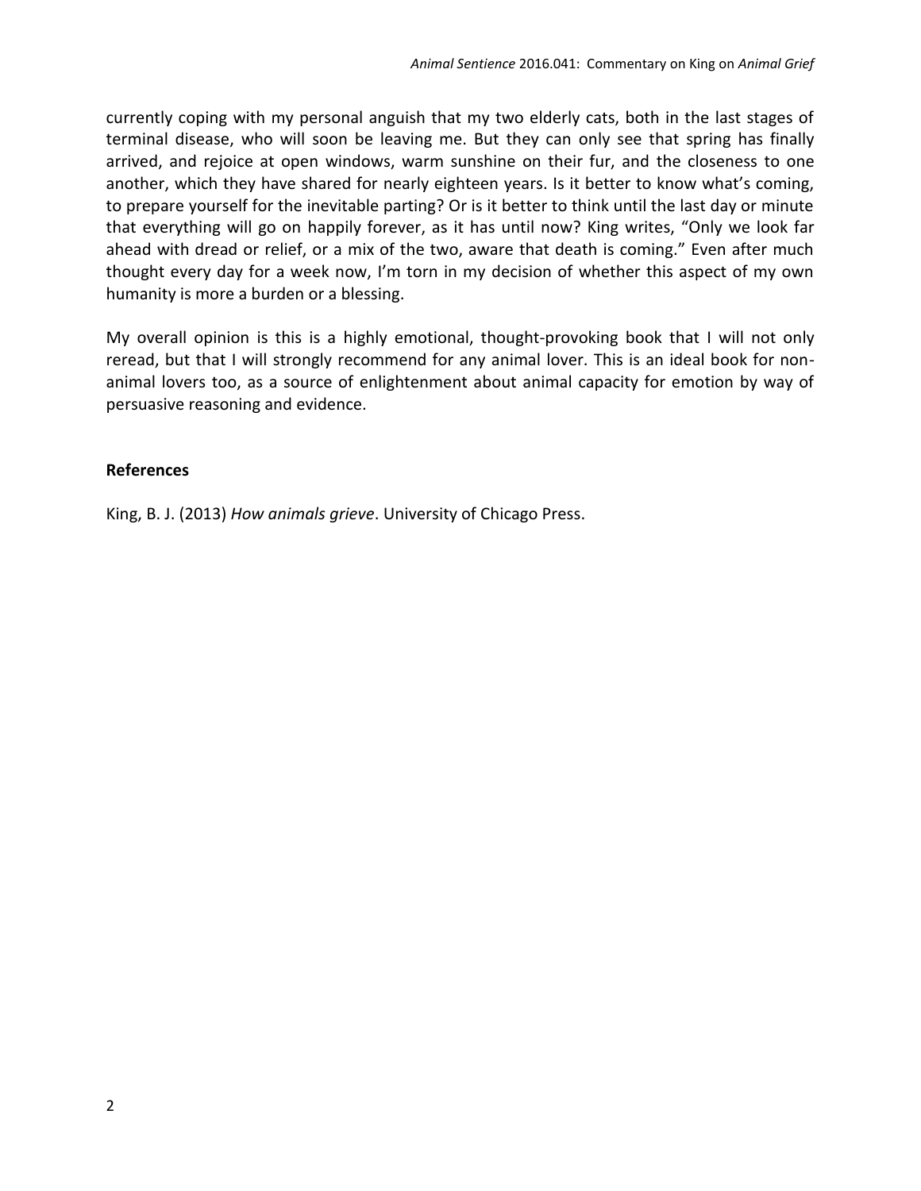currently coping with my personal anguish that my two elderly cats, both in the last stages of terminal disease, who will soon be leaving me. But they can only see that spring has finally arrived, and rejoice at open windows, warm sunshine on their fur, and the closeness to one another, which they have shared for nearly eighteen years. Is it better to know what's coming, to prepare yourself for the inevitable parting? Or is it better to think until the last day or minute that everything will go on happily forever, as it has until now? King writes, "Only we look far ahead with dread or relief, or a mix of the two, aware that death is coming." Even after much thought every day for a week now, I'm torn in my decision of whether this aspect of my own humanity is more a burden or a blessing.

My overall opinion is this is a highly emotional, thought-provoking book that I will not only reread, but that I will strongly recommend for any animal lover. This is an ideal book for non-animal lovers too, as a source of enlightenment about animal capacity for emotion by way of persuasive reasoning and evidence.

## References

King, B. J. (2013) *How animals grieve*. University of Chicago Press.